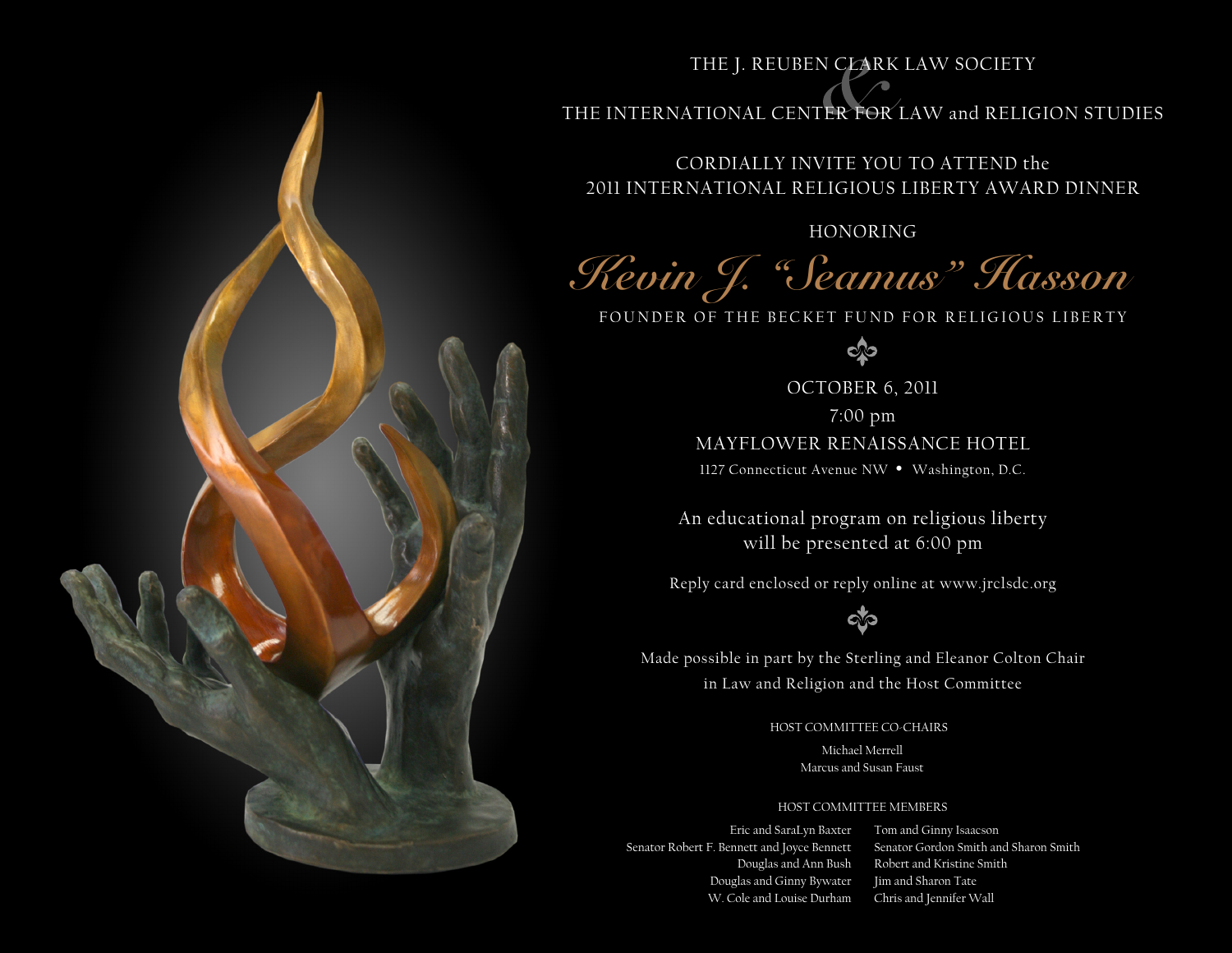THE J. REUBEN CLARK LAW SOCIETY

&

THE INTERNATIONAL CENTER FOR LAW and RELIGION STUDIES

CORDIALLY INVITE YOU TO ATTEND the
2011 INTERNATIONAL RELIGIOUS LIBERTY AWARD DINNER

HONORING

# *Kevin J. "Seamus" Hasson*

FOUNDER OF THE BECKET FUND FOR RELIGIOUS LIBERTY

OCTOBER 6, 2011
7:00 pm
MAYFLOWER RENAISSANCE HOTEL
1127 Connecticut Avenue NW • Washington, D.C.

An educational program on religious liberty
will be presented at 6:00 pm

Reply card enclosed or reply online at www.jrclsdc.org

Made possible in part by the Sterling and Eleanor Colton Chair
in Law and Religion and the Host Committee

HOST COMMITTEE CO-CHAIRS

Michael Merrell
Marcus and Susan Faust

HOST COMMITTEE MEMBERS

Eric and SaraLyn Baxter
Senator Robert F. Bennett and Joyce Bennett
Douglas and Ann Bush
Douglas and Ginny Bywater
W. Cole and Louise Durham
Tom and Ginny Isaacson
Senator Gordon Smith and Sharon Smith
Robert and Kristine Smith
Jim and Sharon Tate
Chris and Jennifer Wall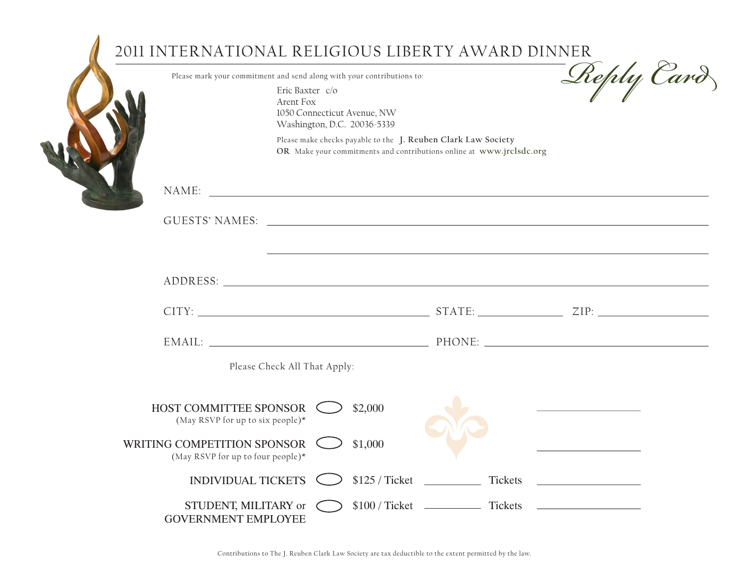# 2011 INTERNATIONAL RELIGIOUS LIBERTY AWARD DINNER

## *Reply Card*

Please mark your commitment and send along with your contributions to:

Eric Baxter c/o
Arent Fox
1050 Connecticut Avenue, NW
Washington, D.C. 20036-5339

Please make checks payable to the **J. Reuben Clark Law Society**
**OR** Make your commitments and contributions online at **www.jrclsdc.org**

NAME: ______________________________

GUESTS' NAMES: ______________________________

______________________________

ADDRESS: ______________________________

CITY: ____________________ STATE: __________ ZIP: __________

EMAIL: ____________________ PHONE: ____________________

Please Check All That Apply:

| | | | | | |
|---|---|---|---|---|---|
| HOST COMMITTEE SPONSOR (May RSVP for up to six people)* | ⬭ | $2,000 | | | ________ |
| WRITING COMPETITION SPONSOR (May RSVP for up to four people)* | ⬭ | $1,000 | | | ________ |
| INDIVIDUAL TICKETS | ⬭ | $125 / Ticket | ________ | Tickets | ________ |
| STUDENT, MILITARY or GOVERNMENT EMPLOYEE | ⬭ | $100 / Ticket | ________ | Tickets | ________ |

Contributions to The J. Reuben Clark Law Society are tax deductible to the extent permitted by the law.